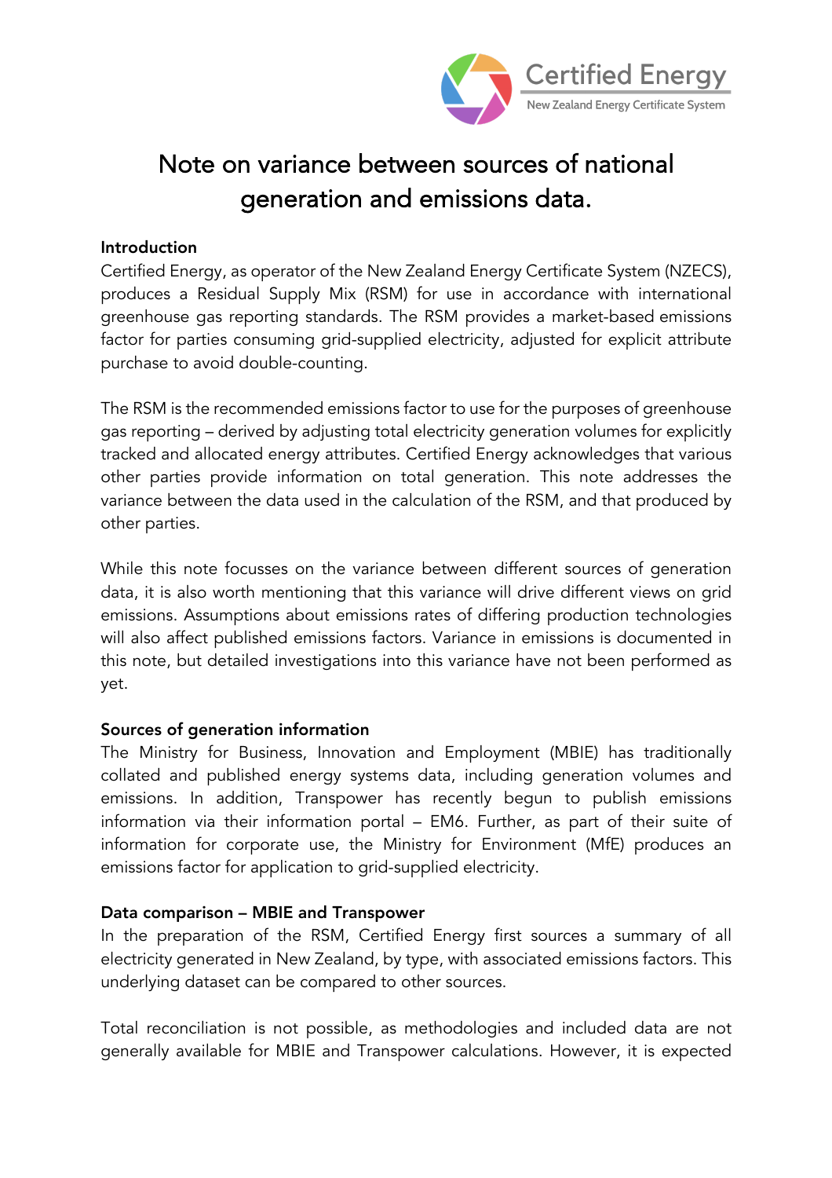Certified Energy

New Zealand Energy Certificate System

# Note on variance between sources of national generation and emissions data.

## Introduction

Certified Energy, as operator of the New Zealand Energy Certificate System (NZECS), produces a Residual Supply Mix (RSM) for use in accordance with international greenhouse gas reporting standards. The RSM provides a market-based emissions factor for parties consuming grid-supplied electricity, adjusted for explicit attribute purchase to avoid double-counting.

The RSM is the recommended emissions factor to use for the purposes of greenhouse gas reporting – derived by adjusting total electricity generation volumes for explicitly tracked and allocated energy attributes. Certified Energy acknowledges that various other parties provide information on total generation. This note addresses the variance between the data used in the calculation of the RSM, and that produced by other parties.

While this note focusses on the variance between different sources of generation data, it is also worth mentioning that this variance will drive different views on grid emissions. Assumptions about emissions rates of differing production technologies will also affect published emissions factors. Variance in emissions is documented in this note, but detailed investigations into this variance have not been performed as yet.

## Sources of generation information

The Ministry for Business, Innovation and Employment (MBIE) has traditionally collated and published energy systems data, including generation volumes and emissions. In addition, Transpower has recently begun to publish emissions information via their information portal – EM6. Further, as part of their suite of information for corporate use, the Ministry for Environment (MfE) produces an emissions factor for application to grid-supplied electricity.

## Data comparison – MBIE and Transpower

In the preparation of the RSM, Certified Energy first sources a summary of all electricity generated in New Zealand, by type, with associated emissions factors. This underlying dataset can be compared to other sources.

Total reconciliation is not possible, as methodologies and included data are not generally available for MBIE and Transpower calculations. However, it is expected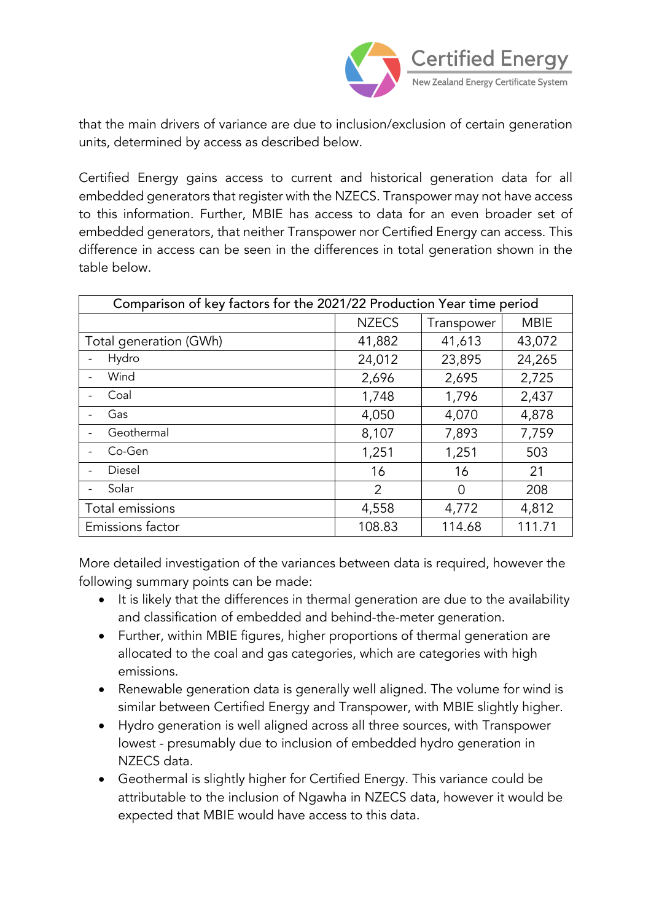that the main drivers of variance are due to inclusion/exclusion of certain generation units, determined by access as described below.

Certified Energy gains access to current and historical generation data for all embedded generators that register with the NZECS. Transpower may not have access to this information. Further, MBIE has access to data for an even broader set of embedded generators, that neither Transpower nor Certified Energy can access. This difference in access can be seen in the differences in total generation shown in the table below.

| Comparison of key factors for the 2021/22 Production Year time period | | | |
|---|---|---|---|
| | NZECS | Transpower | MBIE |
| Total generation (GWh) | 41,882 | 41,613 | 43,072 |
| - Hydro | 24,012 | 23,895 | 24,265 |
| - Wind | 2,696 | 2,695 | 2,725 |
| - Coal | 1,748 | 1,796 | 2,437 |
| - Gas | 4,050 | 4,070 | 4,878 |
| - Geothermal | 8,107 | 7,893 | 7,759 |
| - Co-Gen | 1,251 | 1,251 | 503 |
| - Diesel | 16 | 16 | 21 |
| - Solar | 2 | 0 | 208 |
| Total emissions | 4,558 | 4,772 | 4,812 |
| Emissions factor | 108.83 | 114.68 | 111.71 |

More detailed investigation of the variances between data is required, however the following summary points can be made:

- It is likely that the differences in thermal generation are due to the availability and classification of embedded and behind-the-meter generation.
- Further, within MBIE figures, higher proportions of thermal generation are allocated to the coal and gas categories, which are categories with high emissions.
- Renewable generation data is generally well aligned. The volume for wind is similar between Certified Energy and Transpower, with MBIE slightly higher.
- Hydro generation is well aligned across all three sources, with Transpower lowest - presumably due to inclusion of embedded hydro generation in NZECS data.
- Geothermal is slightly higher for Certified Energy. This variance could be attributable to the inclusion of Ngawha in NZECS data, however it would be expected that MBIE would have access to this data.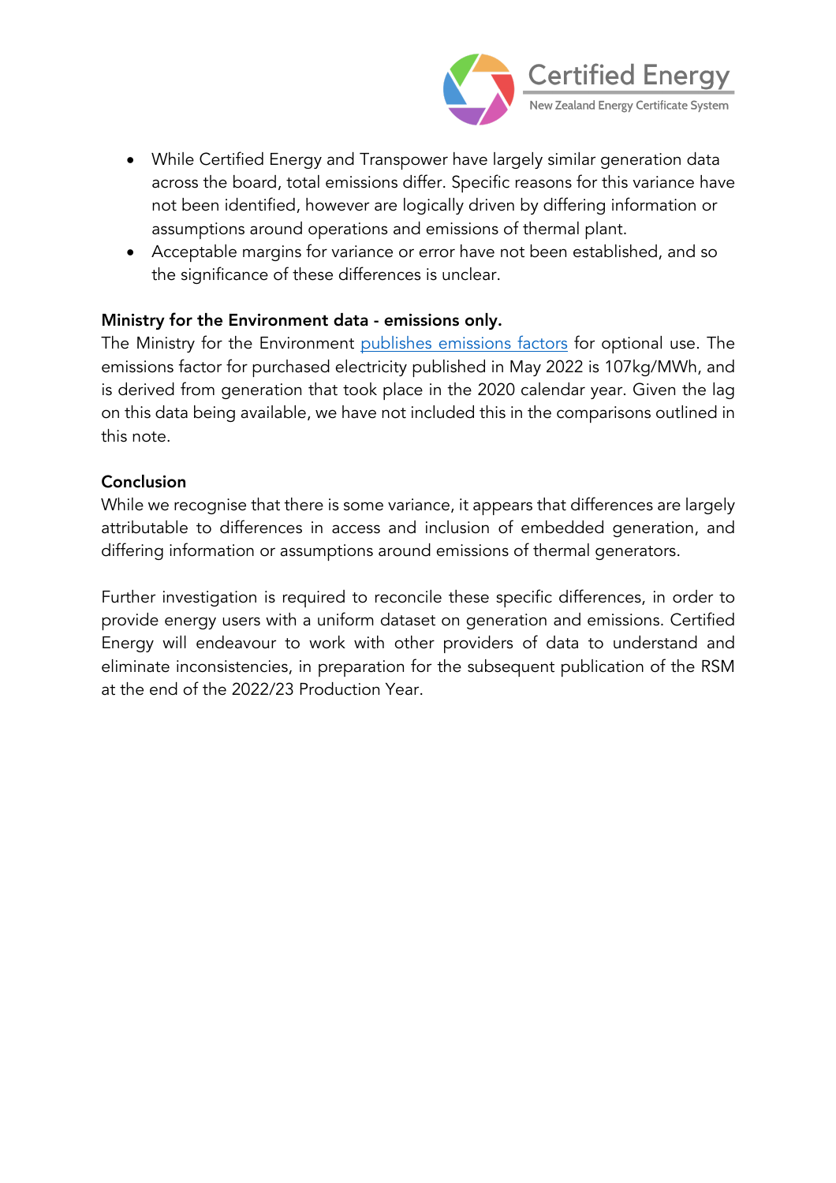- While Certified Energy and Transpower have largely similar generation data across the board, total emissions differ. Specific reasons for this variance have not been identified, however are logically driven by differing information or assumptions around operations and emissions of thermal plant.
- Acceptable margins for variance or error have not been established, and so the significance of these differences is unclear.

**Ministry for the Environment data - emissions only.**

The Ministry for the Environment [publishes emissions factors](#) for optional use. The emissions factor for purchased electricity published in May 2022 is 107kg/MWh, and is derived from generation that took place in the 2020 calendar year. Given the lag on this data being available, we have not included this in the comparisons outlined in this note.

**Conclusion**

While we recognise that there is some variance, it appears that differences are largely attributable to differences in access and inclusion of embedded generation, and differing information or assumptions around emissions of thermal generators.

Further investigation is required to reconcile these specific differences, in order to provide energy users with a uniform dataset on generation and emissions. Certified Energy will endeavour to work with other providers of data to understand and eliminate inconsistencies, in preparation for the subsequent publication of the RSM at the end of the 2022/23 Production Year.